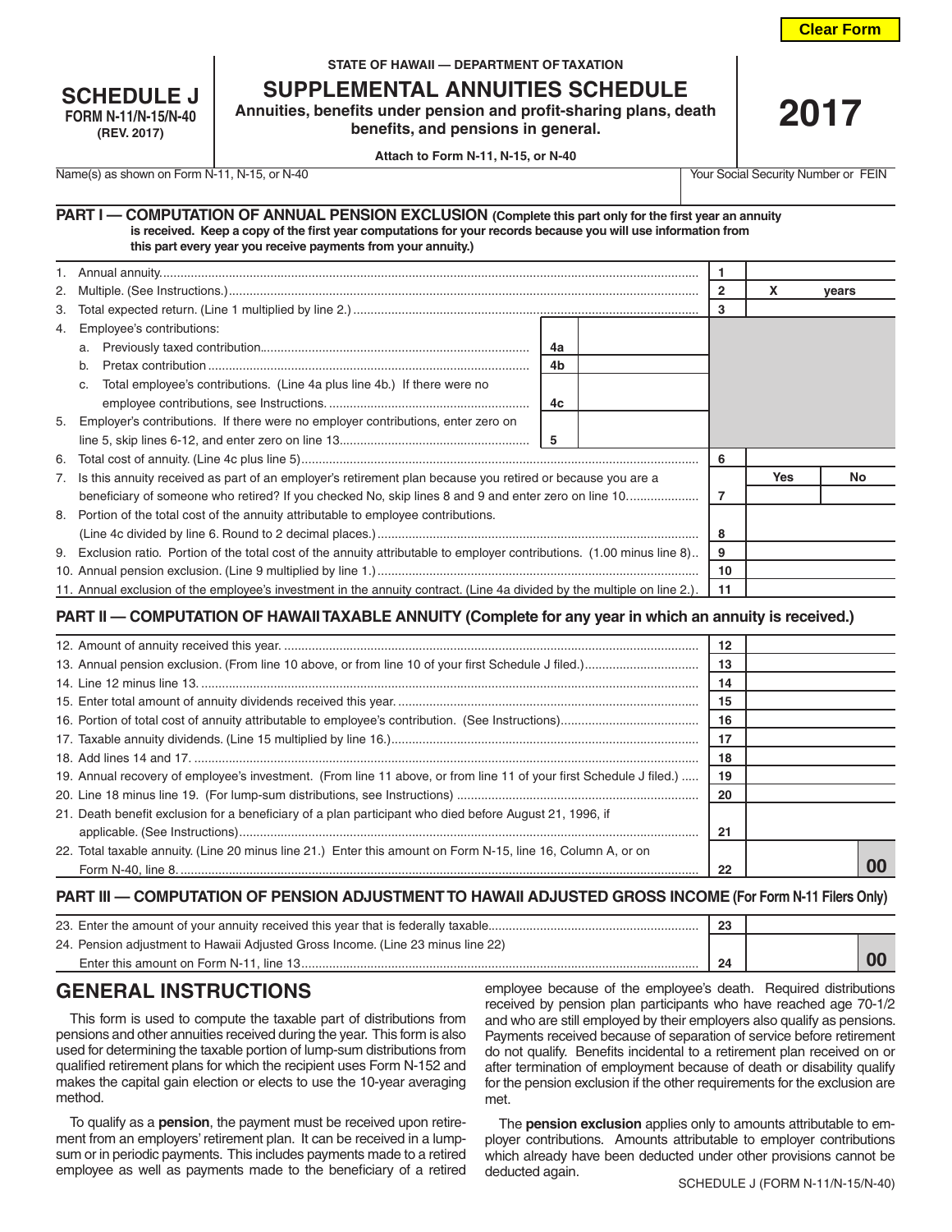Clear Form

STATE OF HAWAII — DEPARTMENT OF TAXATION

# SCHEDULE J
**FORM N-11/N-15/N-40**
**(REV. 2017)**

## SUPPLEMENTAL ANNUITIES SCHEDULE

**Annuities, benefits under pension and profit-sharing plans, death benefits, and pensions in general.**

**Attach to Form N-11, N-15, or N-40**

# 2017

| Name(s) as shown on Form N-11, N-15, or N-40 | Your Social Security Number or FEIN |
|---|---|
| | |

### PART I — COMPUTATION OF ANNUAL PENSION EXCLUSION (Complete this part only for the first year an annuity is received. Keep a copy of the first year computations for your records because you will use information from this part every year you receive payments from your annuity.)

| Line | Description | | | | |
|---|---|---|---|---|---|
| 1. | Annual annuity | | | 1 | |
| 2. | Multiple. (See Instructions.) | | | 2 | X years |
| 3. | Total expected return. (Line 1 multiplied by line 2.) | | | 3 | |
| 4. | Employee's contributions: | | | | |
| | a. Previously taxed contribution | 4a | | | |
| | b. Pretax contribution | 4b | | | |
| | c. Total employee's contributions. (Line 4a plus line 4b.) If there were no employee contributions, see Instructions. | 4c | | | |
| 5. | Employer's contributions. If there were no employer contributions, enter zero on line 5, skip lines 6-12, and enter zero on line 13 | 5 | | | |
| 6. | Total cost of annuity. (Line 4c plus line 5) | | | 6 | |
| 7. | Is this annuity received as part of an employer's retirement plan because you retired or because you are a beneficiary of someone who retired? If you checked No, skip lines 8 and 9 and enter zero on line 10 | | | 7 | Yes / No |
| 8. | Portion of the total cost of the annuity attributable to employee contributions. (Line 4c divided by line 6. Round to 2 decimal places.) | | | 8 | |
| 9. | Exclusion ratio. Portion of the total cost of the annuity attributable to employer contributions. (1.00 minus line 8) | | | 9 | |
| 10. | Annual pension exclusion. (Line 9 multiplied by line 1.) | | | 10 | |
| 11. | Annual exclusion of the employee's investment in the annuity contract. (Line 4a divided by the multiple on line 2.) | | | 11 | |

### PART II — COMPUTATION OF HAWAII TAXABLE ANNUITY (Complete for any year in which an annuity is received.)

| Line | Description | | |
|---|---|---|---|
| 12. | Amount of annuity received this year. | 12 | |
| 13. | Annual pension exclusion. (From line 10 above, or from line 10 of your first Schedule J filed.) | 13 | |
| 14. | Line 12 minus line 13. | 14 | |
| 15. | Enter total amount of annuity dividends received this year. | 15 | |
| 16. | Portion of total cost of annuity attributable to employee's contribution. (See Instructions) | 16 | |
| 17. | Taxable annuity dividends. (Line 15 multiplied by line 16.) | 17 | |
| 18. | Add lines 14 and 17. | 18 | |
| 19. | Annual recovery of employee's investment. (From line 11 above, or from line 11 of your first Schedule J filed.) | 19 | |
| 20. | Line 18 minus line 19. (For lump-sum distributions, see Instructions) | 20 | |
| 21. | Death benefit exclusion for a beneficiary of a plan participant who died before August 21, 1996, if applicable. (See Instructions) | 21 | |
| 22. | Total taxable annuity. (Line 20 minus line 21.) Enter this amount on Form N-15, line 16, Column A, or on Form N-40, line 8. | 22 | 00 |

### PART III — COMPUTATION OF PENSION ADJUSTMENT TO HAWAII ADJUSTED GROSS INCOME (For Form N-11 Filers Only)

| Line | Description | | |
|---|---|---|---|
| 23. | Enter the amount of your annuity received this year that is federally taxable | 23 | |
| 24. | Pension adjustment to Hawaii Adjusted Gross Income. (Line 23 minus line 22) Enter this amount on Form N-11, line 13 | 24 | 00 |

## GENERAL INSTRUCTIONS

This form is used to compute the taxable part of distributions from pensions and other annuities received during the year. This form is also used for determining the taxable portion of lump-sum distributions from qualified retirement plans for which the recipient uses Form N-152 and makes the capital gain election or elects to use the 10-year averaging method.

To qualify as a **pension**, the payment must be received upon retirement from an employers' retirement plan. It can be received in a lump-sum or in periodic payments. This includes payments made to a retired employee as well as payments made to the beneficiary of a retired employee because of the employee's death. Required distributions received by pension plan participants who have reached age 70-1/2 and who are still employed by their employers also qualify as pensions. Payments received because of separation of service before retirement do not qualify. Benefits incidental to a retirement plan received on or after termination of employment because of death or disability qualify for the pension exclusion if the other requirements for the exclusion are met.

The **pension exclusion** applies only to amounts attributable to employer contributions. Amounts attributable to employer contributions which already have been deducted under other provisions cannot be deducted again.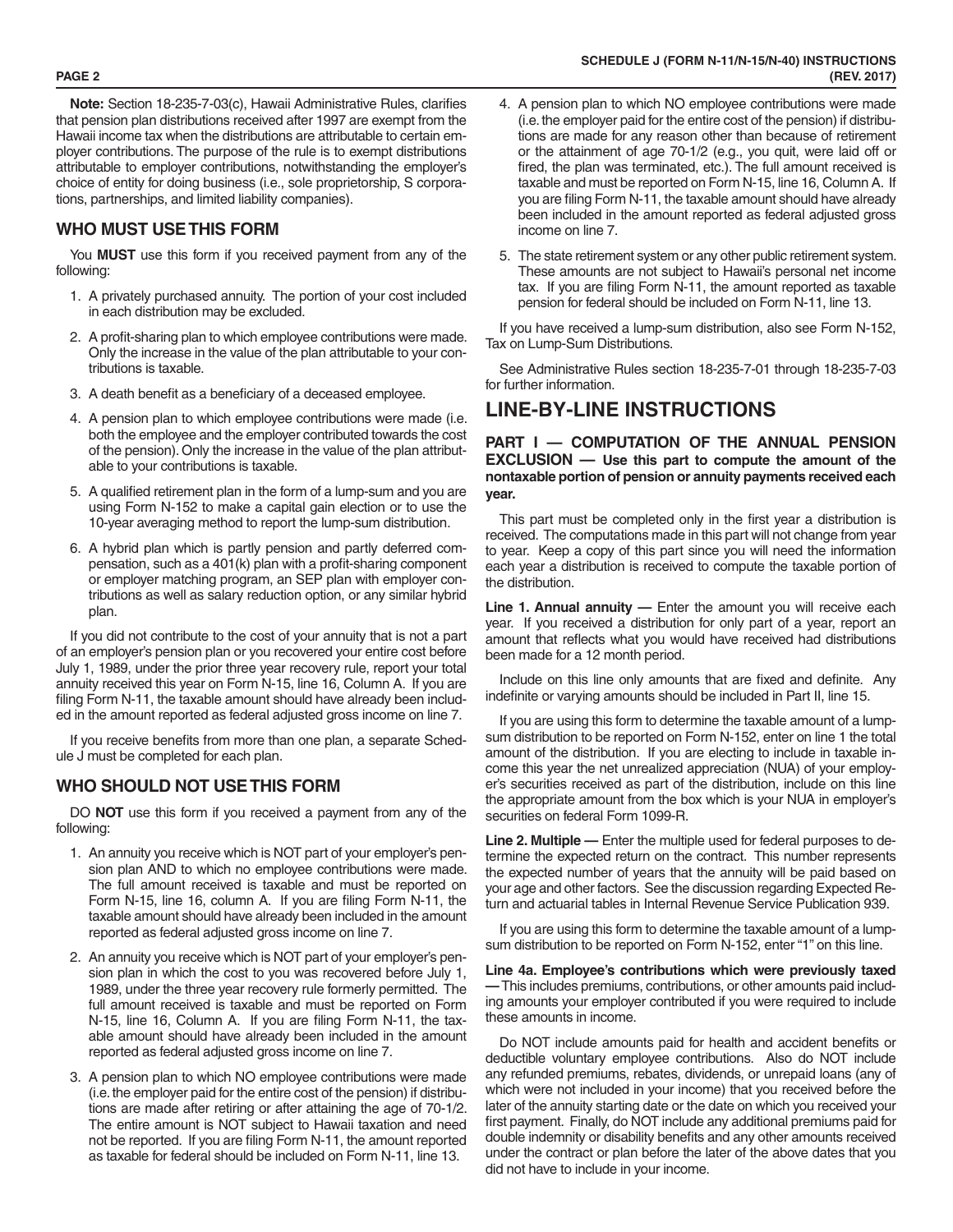**Note:** Section 18-235-7-03(c), Hawaii Administrative Rules, clarifies that pension plan distributions received after 1997 are exempt from the Hawaii income tax when the distributions are attributable to certain employer contributions. The purpose of the rule is to exempt distributions attributable to employer contributions, notwithstanding the employer's choice of entity for doing business (i.e., sole proprietorship, S corporations, partnerships, and limited liability companies).

## WHO MUST USE THIS FORM

You **MUST** use this form if you received payment from any of the following:

1. A privately purchased annuity. The portion of your cost included in each distribution may be excluded.
2. A profit-sharing plan to which employee contributions were made. Only the increase in the value of the plan attributable to your contributions is taxable.
3. A death benefit as a beneficiary of a deceased employee.
4. A pension plan to which employee contributions were made (i.e. both the employee and the employer contributed towards the cost of the pension). Only the increase in the value of the plan attributable to your contributions is taxable.
5. A qualified retirement plan in the form of a lump-sum and you are using Form N-152 to make a capital gain election or to use the 10-year averaging method to report the lump-sum distribution.
6. A hybrid plan which is partly pension and partly deferred compensation, such as a 401(k) plan with a profit-sharing component or employer matching program, an SEP plan with employer contributions as well as salary reduction option, or any similar hybrid plan.

If you did not contribute to the cost of your annuity that is not a part of an employer's pension plan or you recovered your entire cost before July 1, 1989, under the prior three year recovery rule, report your total annuity received this year on Form N-15, line 16, Column A. If you are filing Form N-11, the taxable amount should have already been included in the amount reported as federal adjusted gross income on line 7.

If you receive benefits from more than one plan, a separate Schedule J must be completed for each plan.

## WHO SHOULD NOT USE THIS FORM

DO **NOT** use this form if you received a payment from any of the following:

1. An annuity you receive which is NOT part of your employer's pension plan AND to which no employee contributions were made. The full amount received is taxable and must be reported on Form N-15, line 16, column A. If you are filing Form N-11, the taxable amount should have already been included in the amount reported as federal adjusted gross income on line 7.
2. An annuity you receive which is NOT part of your employer's pension plan in which the cost to you was recovered before July 1, 1989, under the three year recovery rule formerly permitted. The full amount received is taxable and must be reported on Form N-15, line 16, Column A. If you are filing Form N-11, the taxable amount should have already been included in the amount reported as federal adjusted gross income on line 7.
3. A pension plan to which NO employee contributions were made (i.e. the employer paid for the entire cost of the pension) if distributions are made after retiring or after attaining the age of 70-1/2. The entire amount is NOT subject to Hawaii taxation and need not be reported. If you are filing Form N-11, the amount reported as taxable for federal should be included on Form N-11, line 13.
4. A pension plan to which NO employee contributions were made (i.e. the employer paid for the entire cost of the pension) if distributions are made for any reason other than because of retirement or the attainment of age 70-1/2 (e.g., you quit, were laid off or fired, the plan was terminated, etc.). The full amount received is taxable and must be reported on Form N-15, line 16, Column A. If you are filing Form N-11, the taxable amount should have already been included in the amount reported as federal adjusted gross income on line 7.
5. The state retirement system or any other public retirement system. These amounts are not subject to Hawaii's personal net income tax. If you are filing Form N-11, the amount reported as taxable pension for federal should be included on Form N-11, line 13.

If you have received a lump-sum distribution, also see Form N-152, Tax on Lump-Sum Distributions.

See Administrative Rules section 18-235-7-01 through 18-235-7-03 for further information.

# LINE-BY-LINE INSTRUCTIONS

### PART I — COMPUTATION OF THE ANNUAL PENSION EXCLUSION — Use this part to compute the amount of the nontaxable portion of pension or annuity payments received each year.

This part must be completed only in the first year a distribution is received. The computations made in this part will not change from year to year. Keep a copy of this part since you will need the information each year a distribution is received to compute the taxable portion of the distribution.

**Line 1. Annual annuity —** Enter the amount you will receive each year. If you received a distribution for only part of a year, report an amount that reflects what you would have received had distributions been made for a 12 month period.

Include on this line only amounts that are fixed and definite. Any indefinite or varying amounts should be included in Part II, line 15.

If you are using this form to determine the taxable amount of a lump-sum distribution to be reported on Form N-152, enter on line 1 the total amount of the distribution. If you are electing to include in taxable income this year the net unrealized appreciation (NUA) of your employer's securities received as part of the distribution, include on this line the appropriate amount from the box which is your NUA in employer's securities on federal Form 1099-R.

**Line 2. Multiple —** Enter the multiple used for federal purposes to determine the expected return on the contract. This number represents the expected number of years that the annuity will be paid based on your age and other factors. See the discussion regarding Expected Return and actuarial tables in Internal Revenue Service Publication 939.

If you are using this form to determine the taxable amount of a lump-sum distribution to be reported on Form N-152, enter "1" on this line.

**Line 4a. Employee's contributions which were previously taxed —** This includes premiums, contributions, or other amounts paid including amounts your employer contributed if you were required to include these amounts in income.

Do NOT include amounts paid for health and accident benefits or deductible voluntary employee contributions. Also do NOT include any refunded premiums, rebates, dividends, or unrepaid loans (any of which were not included in your income) that you received before the later of the annuity starting date or the date on which you received your first payment. Finally, do NOT include any additional premiums paid for double indemnity or disability benefits and any other amounts received under the contract or plan before the later of the above dates that you did not have to include in your income.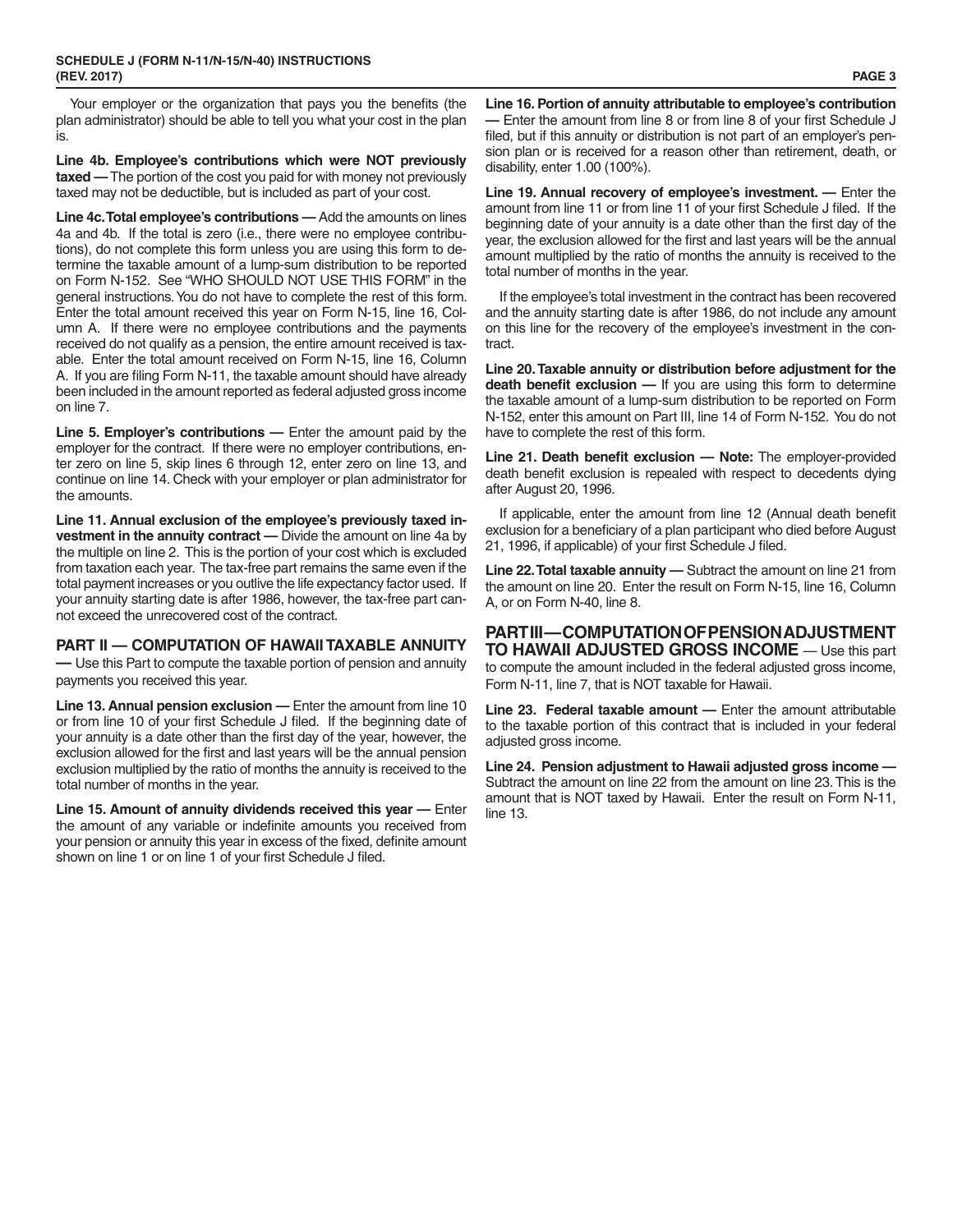Your employer or the organization that pays you the benefits (the plan administrator) should be able to tell you what your cost in the plan is.

**Line 4b. Employee's contributions which were NOT previously taxed —** The portion of the cost you paid for with money not previously taxed may not be deductible, but is included as part of your cost.

**Line 4c. Total employee's contributions —** Add the amounts on lines 4a and 4b. If the total is zero (i.e., there were no employee contributions), do not complete this form unless you are using this form to determine the taxable amount of a lump-sum distribution to be reported on Form N-152. See "WHO SHOULD NOT USE THIS FORM" in the general instructions. You do not have to complete the rest of this form. Enter the total amount received this year on Form N-15, line 16, Column A. If there were no employee contributions and the payments received do not qualify as a pension, the entire amount received is taxable. Enter the total amount received on Form N-15, line 16, Column A. If you are filing Form N-11, the taxable amount should have already been included in the amount reported as federal adjusted gross income on line 7.

**Line 5. Employer's contributions —** Enter the amount paid by the employer for the contract. If there were no employer contributions, enter zero on line 5, skip lines 6 through 12, enter zero on line 13, and continue on line 14. Check with your employer or plan administrator for the amounts.

**Line 11. Annual exclusion of the employee's previously taxed investment in the annuity contract —** Divide the amount on line 4a by the multiple on line 2. This is the portion of your cost which is excluded from taxation each year. The tax-free part remains the same even if the total payment increases or you outlive the life expectancy factor used. If your annuity starting date is after 1986, however, the tax-free part cannot exceed the unrecovered cost of the contract.

## PART II — COMPUTATION OF HAWAII TAXABLE ANNUITY

**—** Use this Part to compute the taxable portion of pension and annuity payments you received this year.

**Line 13. Annual pension exclusion —** Enter the amount from line 10 or from line 10 of your first Schedule J filed. If the beginning date of your annuity is a date other than the first day of the year, however, the exclusion allowed for the first and last years will be the annual pension exclusion multiplied by the ratio of months the annuity is received to the total number of months in the year.

**Line 15. Amount of annuity dividends received this year —** Enter the amount of any variable or indefinite amounts you received from your pension or annuity this year in excess of the fixed, definite amount shown on line 1 or on line 1 of your first Schedule J filed.

**Line 16. Portion of annuity attributable to employee's contribution —** Enter the amount from line 8 or from line 8 of your first Schedule J filed, but if this annuity or distribution is not part of an employer's pension plan or is received for a reason other than retirement, death, or disability, enter 1.00 (100%).

**Line 19. Annual recovery of employee's investment. —** Enter the amount from line 11 or from line 11 of your first Schedule J filed. If the beginning date of your annuity is a date other than the first day of the year, the exclusion allowed for the first and last years will be the annual amount multiplied by the ratio of months the annuity is received to the total number of months in the year.

If the employee's total investment in the contract has been recovered and the annuity starting date is after 1986, do not include any amount on this line for the recovery of the employee's investment in the contract.

**Line 20. Taxable annuity or distribution before adjustment for the death benefit exclusion —** If you are using this form to determine the taxable amount of a lump-sum distribution to be reported on Form N-152, enter this amount on Part III, line 14 of Form N-152. You do not have to complete the rest of this form.

**Line 21. Death benefit exclusion — Note:** The employer-provided death benefit exclusion is repealed with respect to decedents dying after August 20, 1996.

If applicable, enter the amount from line 12 (Annual death benefit exclusion for a beneficiary of a plan participant who died before August 21, 1996, if applicable) of your first Schedule J filed.

**Line 22. Total taxable annuity —** Subtract the amount on line 21 from the amount on line 20. Enter the result on Form N-15, line 16, Column A, or on Form N-40, line 8.

## PART III — COMPUTATION OF PENSION ADJUSTMENT TO HAWAII ADJUSTED GROSS INCOME

— Use this part to compute the amount included in the federal adjusted gross income, Form N-11, line 7, that is NOT taxable for Hawaii.

**Line 23. Federal taxable amount —** Enter the amount attributable to the taxable portion of this contract that is included in your federal adjusted gross income.

**Line 24. Pension adjustment to Hawaii adjusted gross income —** Subtract the amount on line 22 from the amount on line 23. This is the amount that is NOT taxed by Hawaii. Enter the result on Form N-11, line 13.